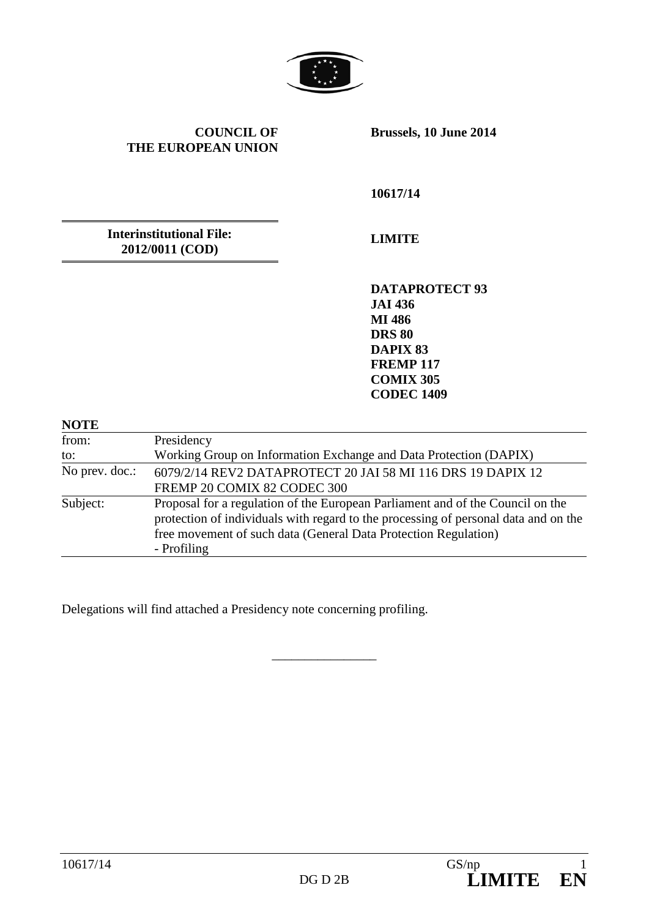**COUNCIL OF THE EUROPEAN UNION**

**Brussels, 10 June 2014**

**10617/14**

**Interinstitutional File: 2012/0011 (COD)**

**LIMITE**

**DATAPROTECT 93**
**JAI 436**
**MI 486**
**DRS 80**
**DAPIX 83**
**FREMP 117**
**COMIX 305**
**CODEC 1409**

**NOTE**

| | |
|---|---|
| from: | Presidency |
| to: | Working Group on Information Exchange and Data Protection (DAPIX) |
| No prev. doc.: | 6079/2/14 REV2 DATAPROTECT 20 JAI 58 MI 116 DRS 19 DAPIX 12 FREMP 20 COMIX 82 CODEC 300 |
| Subject: | Proposal for a regulation of the European Parliament and of the Council on the protection of individuals with regard to the processing of personal data and on the free movement of such data (General Data Protection Regulation)<br>- Profiling |

Delegations will find attached a Presidency note concerning profiling.

---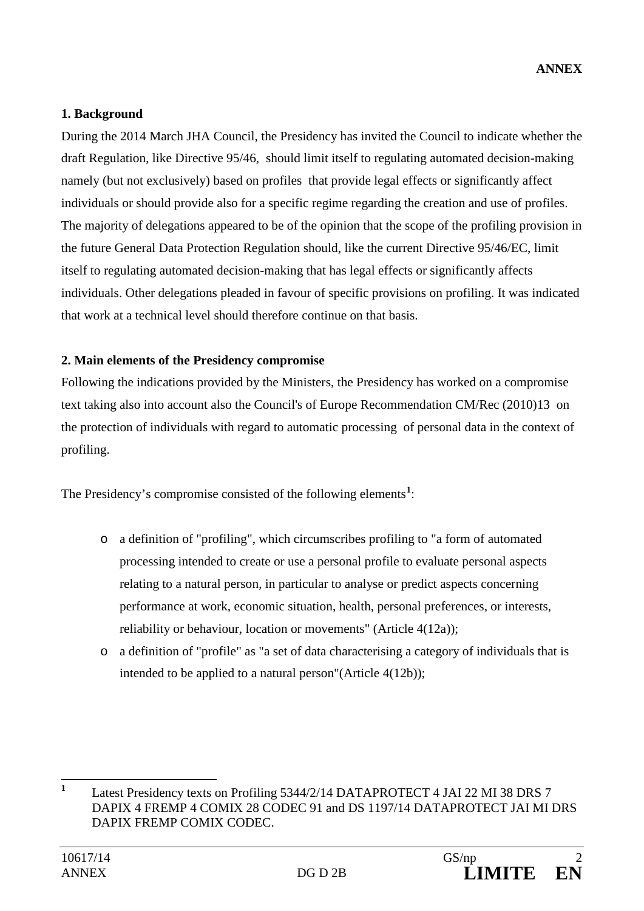**ANNEX**

**1. Background**

During the 2014 March JHA Council, the Presidency has invited the Council to indicate whether the draft Regulation, like Directive 95/46, should limit itself to regulating automated decision-making namely (but not exclusively) based on profiles that provide legal effects or significantly affect individuals or should provide also for a specific regime regarding the creation and use of profiles. The majority of delegations appeared to be of the opinion that the scope of the profiling provision in the future General Data Protection Regulation should, like the current Directive 95/46/EC, limit itself to regulating automated decision-making that has legal effects or significantly affects individuals. Other delegations pleaded in favour of specific provisions on profiling. It was indicated that work at a technical level should therefore continue on that basis.

**2. Main elements of the Presidency compromise**

Following the indications provided by the Ministers, the Presidency has worked on a compromise text taking also into account also the Council's of Europe Recommendation CM/Rec (2010)13 on the protection of individuals with regard to automatic processing of personal data in the context of profiling.

The Presidency's compromise consisted of the following elements[1]:

- a definition of "profiling", which circumscribes profiling to "a form of automated processing intended to create or use a personal profile to evaluate personal aspects relating to a natural person, in particular to analyse or predict aspects concerning performance at work, economic situation, health, personal preferences, or interests, reliability or behaviour, location or movements" (Article 4(12a));
- a definition of "profile" as "a set of data characterising a category of individuals that is intended to be applied to a natural person"(Article 4(12b));

[1] Latest Presidency texts on Profiling 5344/2/14 DATAPROTECT 4 JAI 22 MI 38 DRS 7 DAPIX 4 FREMP 4 COMIX 28 CODEC 91 and DS 1197/14 DATAPROTECT JAI MI DRS DAPIX FREMP COMIX CODEC.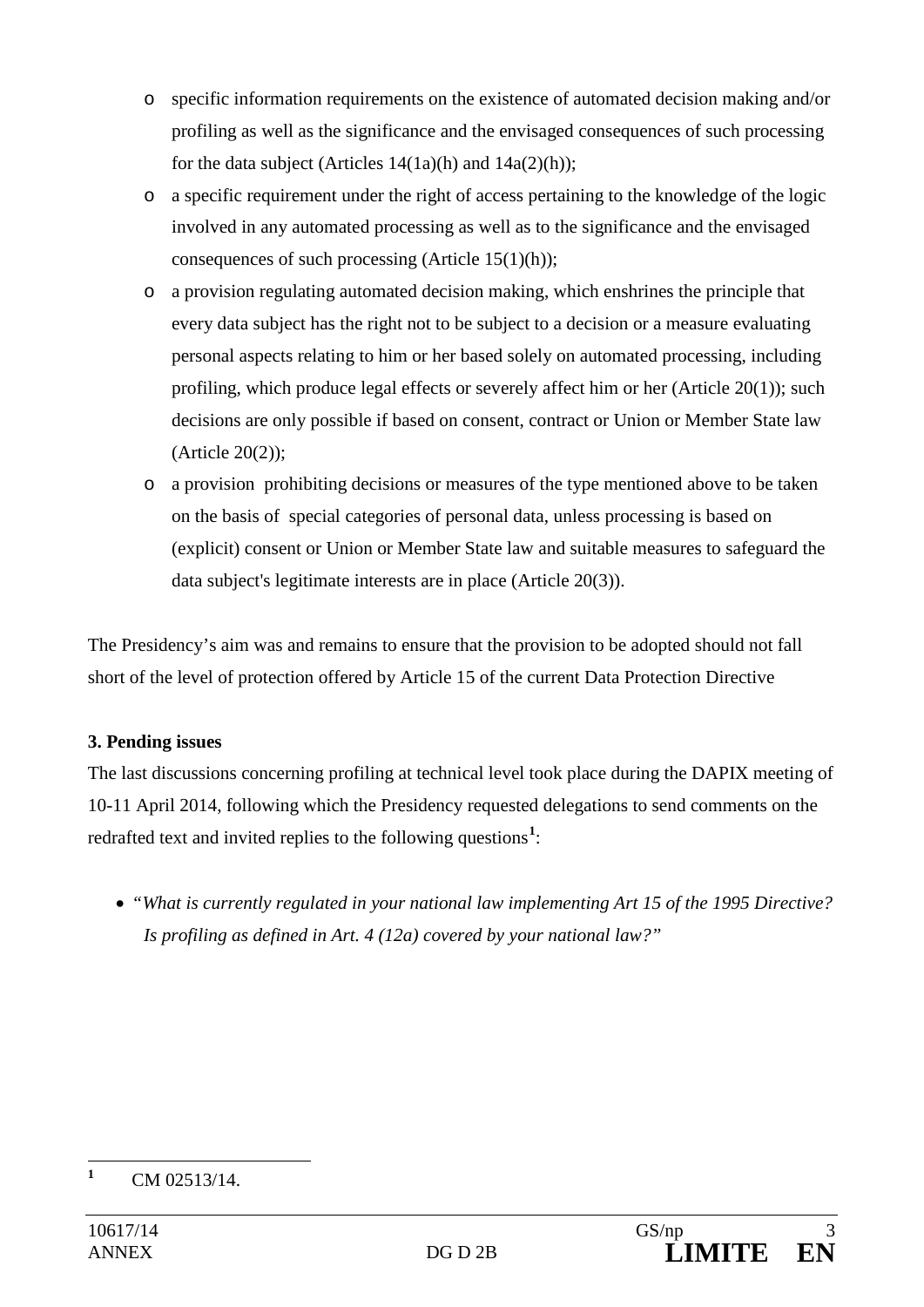- specific information requirements on the existence of automated decision making and/or profiling as well as the significance and the envisaged consequences of such processing for the data subject (Articles 14(1a)(h) and 14a(2)(h));
- a specific requirement under the right of access pertaining to the knowledge of the logic involved in any automated processing as well as to the significance and the envisaged consequences of such processing (Article 15(1)(h));
- a provision regulating automated decision making, which enshrines the principle that every data subject has the right not to be subject to a decision or a measure evaluating personal aspects relating to him or her based solely on automated processing, including profiling, which produce legal effects or severely affect him or her (Article 20(1)); such decisions are only possible if based on consent, contract or Union or Member State law (Article 20(2));
- a provision prohibiting decisions or measures of the type mentioned above to be taken on the basis of special categories of personal data, unless processing is based on (explicit) consent or Union or Member State law and suitable measures to safeguard the data subject's legitimate interests are in place (Article 20(3)).

The Presidency's aim was and remains to ensure that the provision to be adopted should not fall short of the level of protection offered by Article 15 of the current Data Protection Directive

**3. Pending issues**

The last discussions concerning profiling at technical level took place during the DAPIX meeting of 10-11 April 2014, following which the Presidency requested delegations to send comments on the redrafted text and invited replies to the following questions[1]:

- *"What is currently regulated in your national law implementing Art 15 of the 1995 Directive? Is profiling as defined in Art. 4 (12a) covered by your national law?"*

[1] CM 02513/14.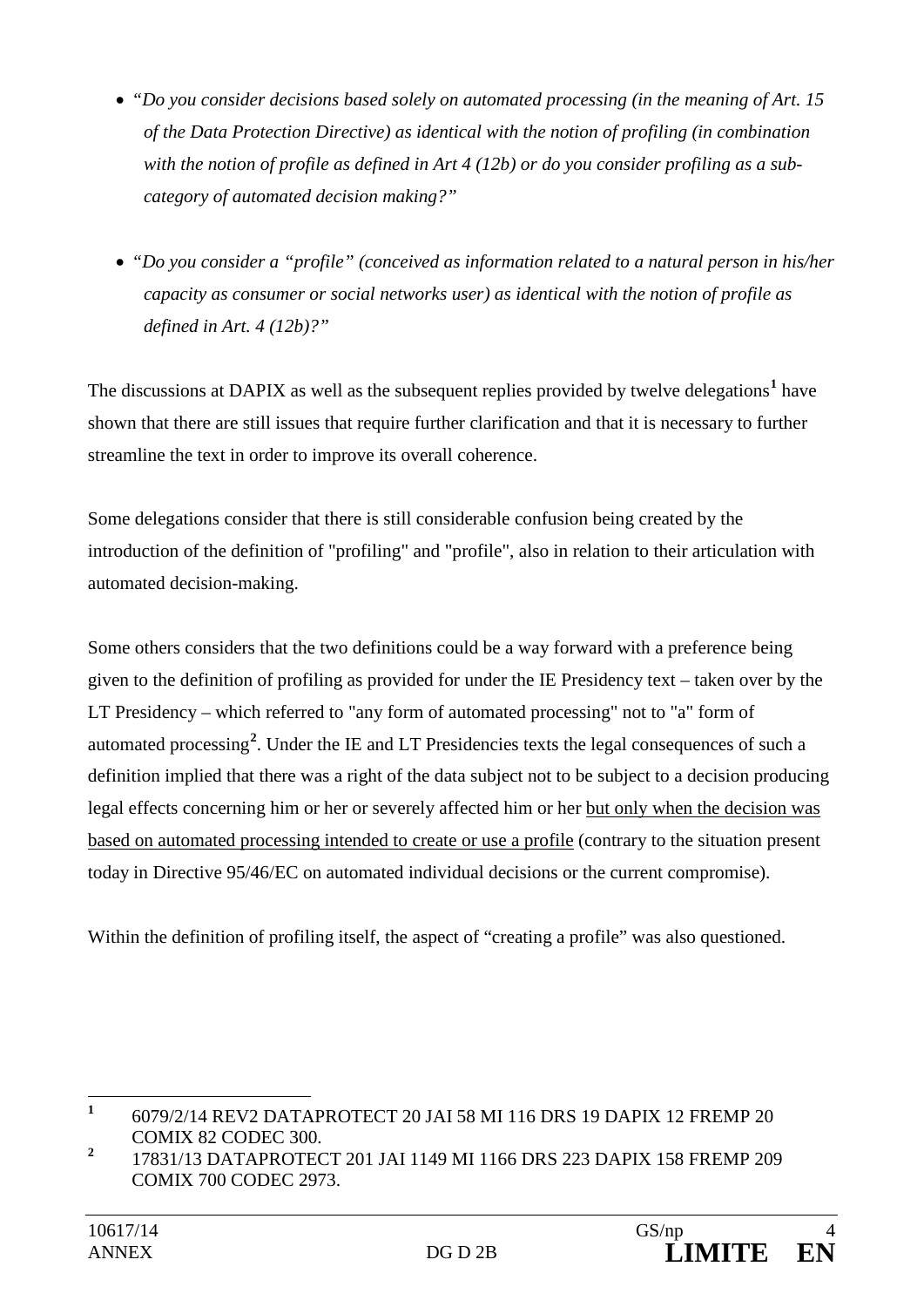- *"Do you consider decisions based solely on automated processing (in the meaning of Art. 15 of the Data Protection Directive) as identical with the notion of profiling (in combination with the notion of profile as defined in Art 4 (12b) or do you consider profiling as a sub-category of automated decision making?"*

- *"Do you consider a "profile" (conceived as information related to a natural person in his/her capacity as consumer or social networks user) as identical with the notion of profile as defined in Art. 4 (12b)?"*

The discussions at DAPIX as well as the subsequent replies provided by twelve delegations[1] have shown that there are still issues that require further clarification and that it is necessary to further streamline the text in order to improve its overall coherence.

Some delegations consider that there is still considerable confusion being created by the introduction of the definition of "profiling" and "profile", also in relation to their articulation with automated decision-making.

Some others considers that the two definitions could be a way forward with a preference being given to the definition of profiling as provided for under the IE Presidency text – taken over by the LT Presidency – which referred to "any form of automated processing" not to "a" form of automated processing[2]. Under the IE and LT Presidencies texts the legal consequences of such a definition implied that there was a right of the data subject not to be subject to a decision producing legal effects concerning him or her or severely affected him or her <u>but only when the decision was based on automated processing intended to create or use a profile</u> (contrary to the situation present today in Directive 95/46/EC on automated individual decisions or the current compromise).

Within the definition of profiling itself, the aspect of "creating a profile" was also questioned.

---

[1] 6079/2/14 REV2 DATAPROTECT 20 JAI 58 MI 116 DRS 19 DAPIX 12 FREMP 20 COMIX 82 CODEC 300.

[2] 17831/13 DATAPROTECT 201 JAI 1149 MI 1166 DRS 223 DAPIX 158 FREMP 209 COMIX 700 CODEC 2973.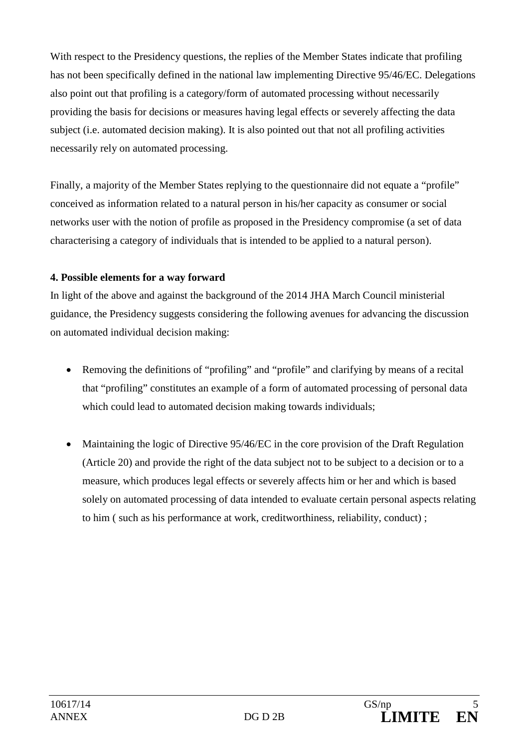With respect to the Presidency questions, the replies of the Member States indicate that profiling has not been specifically defined in the national law implementing Directive 95/46/EC. Delegations also point out that profiling is a category/form of automated processing without necessarily providing the basis for decisions or measures having legal effects or severely affecting the data subject (i.e. automated decision making). It is also pointed out that not all profiling activities necessarily rely on automated processing.

Finally, a majority of the Member States replying to the questionnaire did not equate a "profile" conceived as information related to a natural person in his/her capacity as consumer or social networks user with the notion of profile as proposed in the Presidency compromise (a set of data characterising a category of individuals that is intended to be applied to a natural person).

**4. Possible elements for a way forward**

In light of the above and against the background of the 2014 JHA March Council ministerial guidance, the Presidency suggests considering the following avenues for advancing the discussion on automated individual decision making:

- Removing the definitions of "profiling" and "profile" and clarifying by means of a recital that "profiling" constitutes an example of a form of automated processing of personal data which could lead to automated decision making towards individuals;

- Maintaining the logic of Directive 95/46/EC in the core provision of the Draft Regulation (Article 20) and provide the right of the data subject not to be subject to a decision or to a measure, which produces legal effects or severely affects him or her and which is based solely on automated processing of data intended to evaluate certain personal aspects relating to him ( such as his performance at work, creditworthiness, reliability, conduct) ;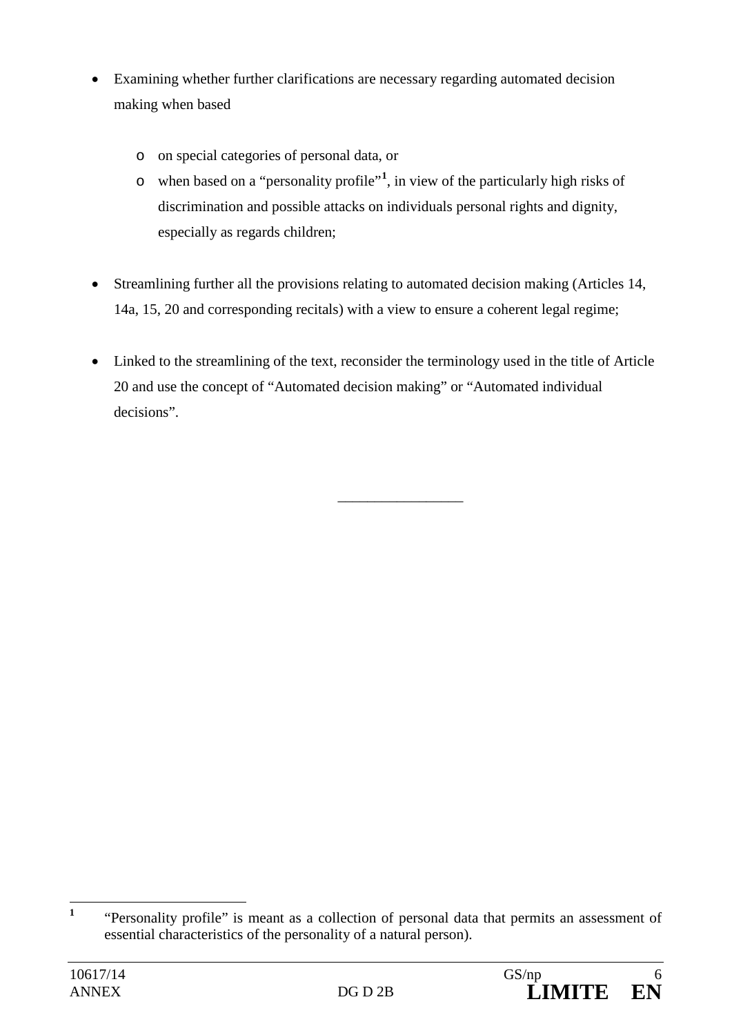- Examining whether further clarifications are necessary regarding automated decision making when based
  - on special categories of personal data, or
  - when based on a "personality profile"[1], in view of the particularly high risks of discrimination and possible attacks on individuals personal rights and dignity, especially as regards children;

- Streamlining further all the provisions relating to automated decision making (Articles 14, 14a, 15, 20 and corresponding recitals) with a view to ensure a coherent legal regime;

- Linked to the streamlining of the text, reconsider the terminology used in the title of Article 20 and use the concept of "Automated decision making" or "Automated individual decisions".

---

[1] "Personality profile" is meant as a collection of personal data that permits an assessment of essential characteristics of the personality of a natural person).